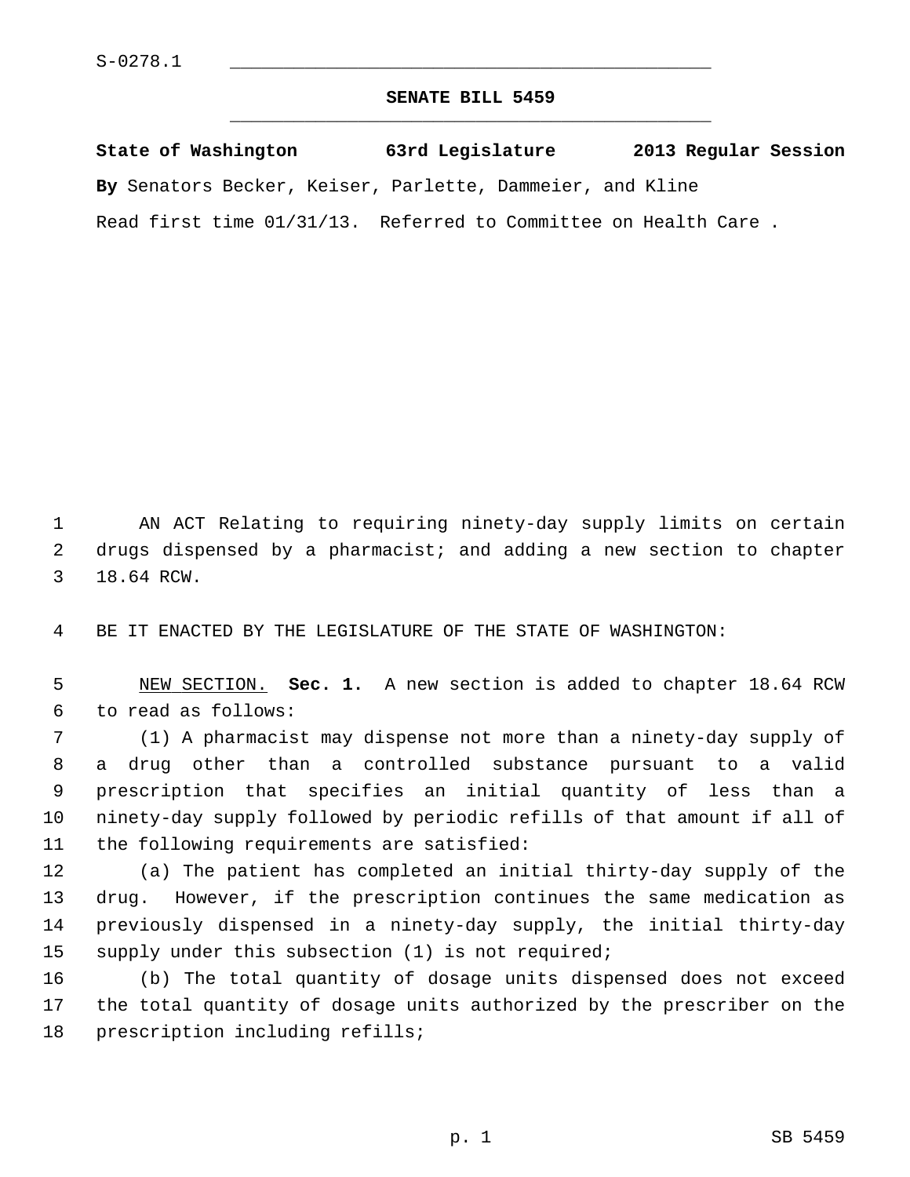S-0278.1

# SENATE BILL 5459

**State of Washington 63rd Legislature 2013 Regular Session**

**By** Senators Becker, Keiser, Parlette, Dammeier, and Kline

Read first time 01/31/13. Referred to Committee on Health Care .

AN ACT Relating to requiring ninety-day supply limits on certain drugs dispensed by a pharmacist; and adding a new section to chapter 18.64 RCW.

BE IT ENACTED BY THE LEGISLATURE OF THE STATE OF WASHINGTON:

NEW SECTION. **Sec. 1.** A new section is added to chapter 18.64 RCW to read as follows:

(1) A pharmacist may dispense not more than a ninety-day supply of a drug other than a controlled substance pursuant to a valid prescription that specifies an initial quantity of less than a ninety-day supply followed by periodic refills of that amount if all of the following requirements are satisfied:

(a) The patient has completed an initial thirty-day supply of the drug. However, if the prescription continues the same medication as previously dispensed in a ninety-day supply, the initial thirty-day supply under this subsection (1) is not required;

(b) The total quantity of dosage units dispensed does not exceed the total quantity of dosage units authorized by the prescriber on the prescription including refills;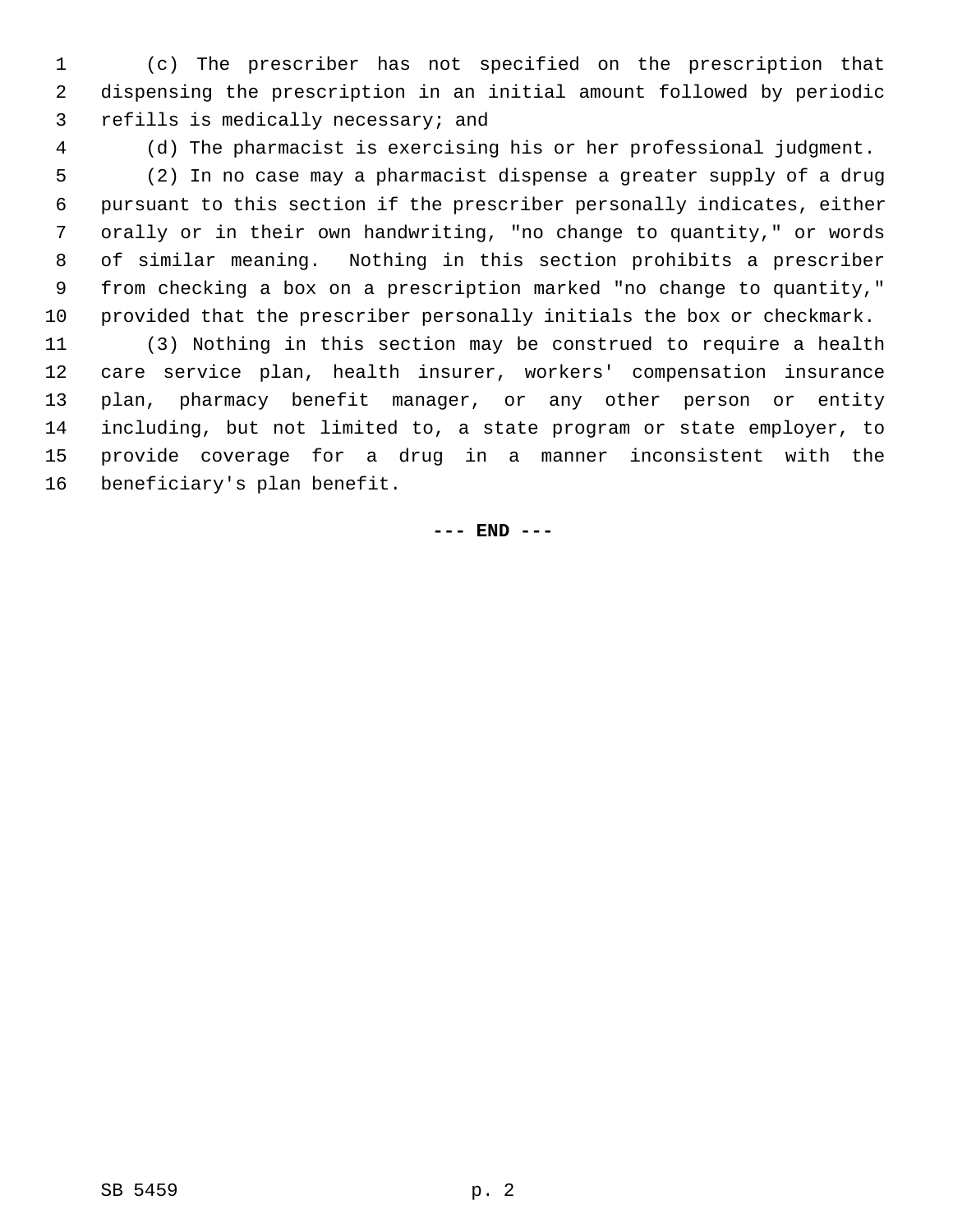(c) The prescriber has not specified on the prescription that dispensing the prescription in an initial amount followed by periodic refills is medically necessary; and

(d) The pharmacist is exercising his or her professional judgment.

(2) In no case may a pharmacist dispense a greater supply of a drug pursuant to this section if the prescriber personally indicates, either orally or in their own handwriting, "no change to quantity," or words of similar meaning. Nothing in this section prohibits a prescriber from checking a box on a prescription marked "no change to quantity," provided that the prescriber personally initials the box or checkmark.

(3) Nothing in this section may be construed to require a health care service plan, health insurer, workers' compensation insurance plan, pharmacy benefit manager, or any other person or entity including, but not limited to, a state program or state employer, to provide coverage for a drug in a manner inconsistent with the beneficiary's plan benefit.

**--- END ---**